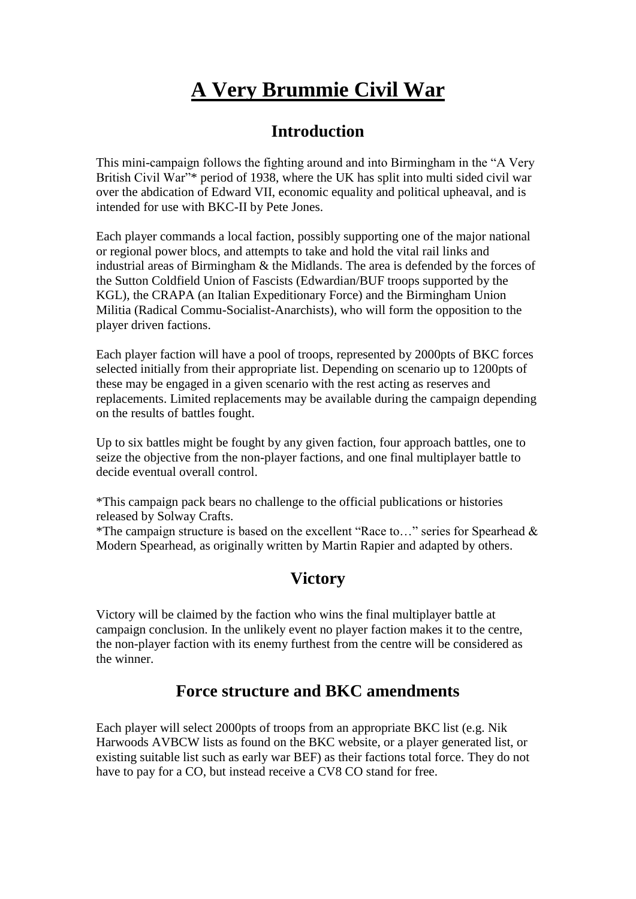# A Very Brummie Civil War

## Introduction

This mini-campaign follows the fighting around and into Birmingham in the "A Very British Civil War"* period of 1938, where the UK has split into multi sided civil war over the abdication of Edward VII, economic equality and political upheaval, and is intended for use with BKC-II by Pete Jones.

Each player commands a local faction, possibly supporting one of the major national or regional power blocs, and attempts to take and hold the vital rail links and industrial areas of Birmingham & the Midlands. The area is defended by the forces of the Sutton Coldfield Union of Fascists (Edwardian/BUF troops supported by the KGL), the CRAPA (an Italian Expeditionary Force) and the Birmingham Union Militia (Radical Commu-Socialist-Anarchists), who will form the opposition to the player driven factions.

Each player faction will have a pool of troops, represented by 2000pts of BKC forces selected initially from their appropriate list. Depending on scenario up to 1200pts of these may be engaged in a given scenario with the rest acting as reserves and replacements. Limited replacements may be available during the campaign depending on the results of battles fought.

Up to six battles might be fought by any given faction, four approach battles, one to seize the objective from the non-player factions, and one final multiplayer battle to decide eventual overall control.

*This campaign pack bears no challenge to the official publications or histories released by Solway Crafts.

*The campaign structure is based on the excellent "Race to…" series for Spearhead & Modern Spearhead, as originally written by Martin Rapier and adapted by others.

## Victory

Victory will be claimed by the faction who wins the final multiplayer battle at campaign conclusion. In the unlikely event no player faction makes it to the centre, the non-player faction with its enemy furthest from the centre will be considered as the winner.

## Force structure and BKC amendments

Each player will select 2000pts of troops from an appropriate BKC list (e.g. Nik Harwoods AVBCW lists as found on the BKC website, or a player generated list, or existing suitable list such as early war BEF) as their factions total force. They do not have to pay for a CO, but instead receive a CV8 CO stand for free.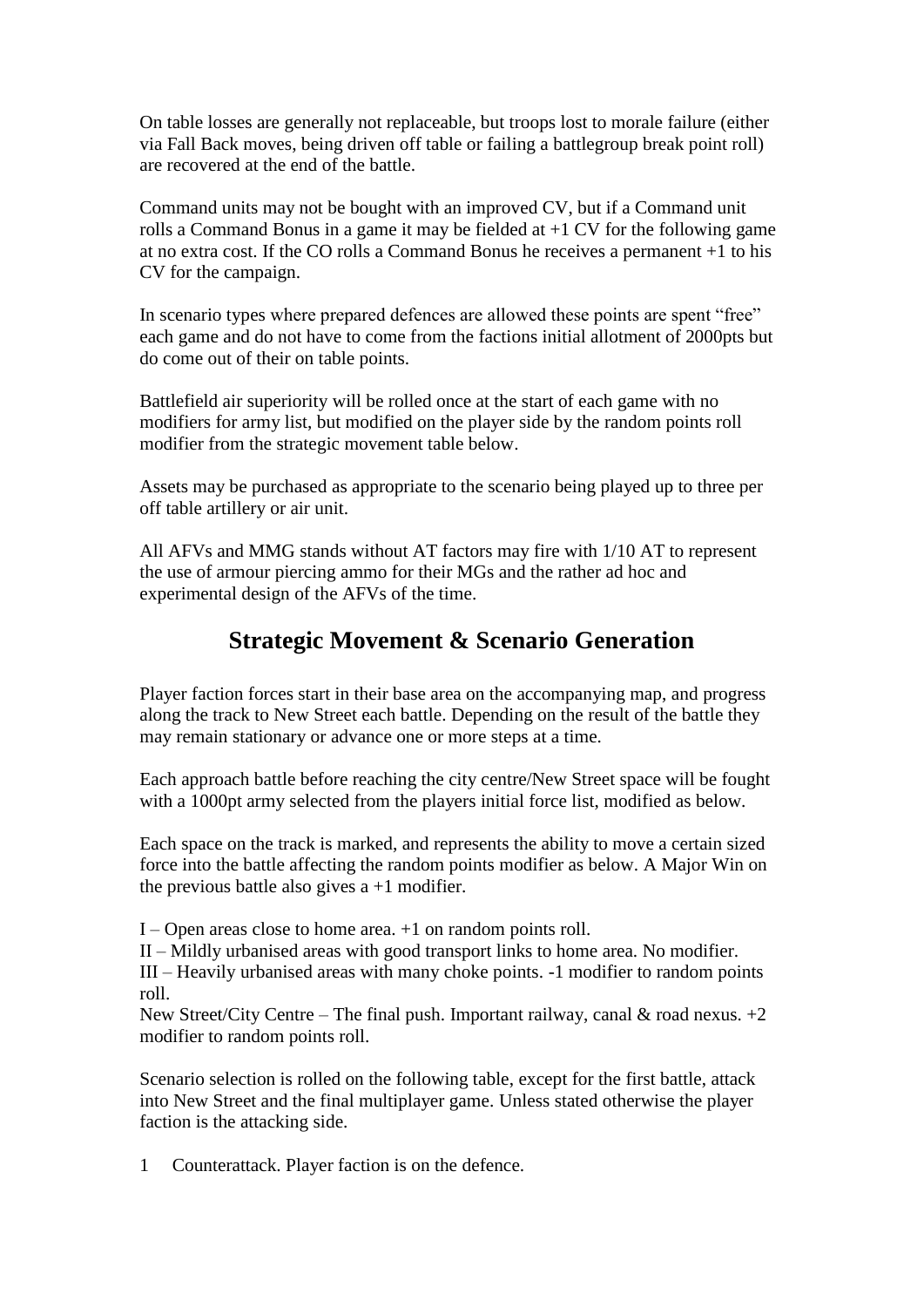On table losses are generally not replaceable, but troops lost to morale failure (either via Fall Back moves, being driven off table or failing a battlegroup break point roll) are recovered at the end of the battle.

Command units may not be bought with an improved CV, but if a Command unit rolls a Command Bonus in a game it may be fielded at +1 CV for the following game at no extra cost. If the CO rolls a Command Bonus he receives a permanent +1 to his CV for the campaign.

In scenario types where prepared defences are allowed these points are spent "free" each game and do not have to come from the factions initial allotment of 2000pts but do come out of their on table points.

Battlefield air superiority will be rolled once at the start of each game with no modifiers for army list, but modified on the player side by the random points roll modifier from the strategic movement table below.

Assets may be purchased as appropriate to the scenario being played up to three per off table artillery or air unit.

All AFVs and MMG stands without AT factors may fire with 1/10 AT to represent the use of armour piercing ammo for their MGs and the rather ad hoc and experimental design of the AFVs of the time.

## Strategic Movement & Scenario Generation

Player faction forces start in their base area on the accompanying map, and progress along the track to New Street each battle. Depending on the result of the battle they may remain stationary or advance one or more steps at a time.

Each approach battle before reaching the city centre/New Street space will be fought with a 1000pt army selected from the players initial force list, modified as below.

Each space on the track is marked, and represents the ability to move a certain sized force into the battle affecting the random points modifier as below. A Major Win on the previous battle also gives a +1 modifier.

I – Open areas close to home area. +1 on random points roll.
II – Mildly urbanised areas with good transport links to home area. No modifier.
III – Heavily urbanised areas with many choke points. -1 modifier to random points roll.
New Street/City Centre – The final push. Important railway, canal & road nexus. +2 modifier to random points roll.

Scenario selection is rolled on the following table, except for the first battle, attack into New Street and the final multiplayer game. Unless stated otherwise the player faction is the attacking side.

1 Counterattack. Player faction is on the defence.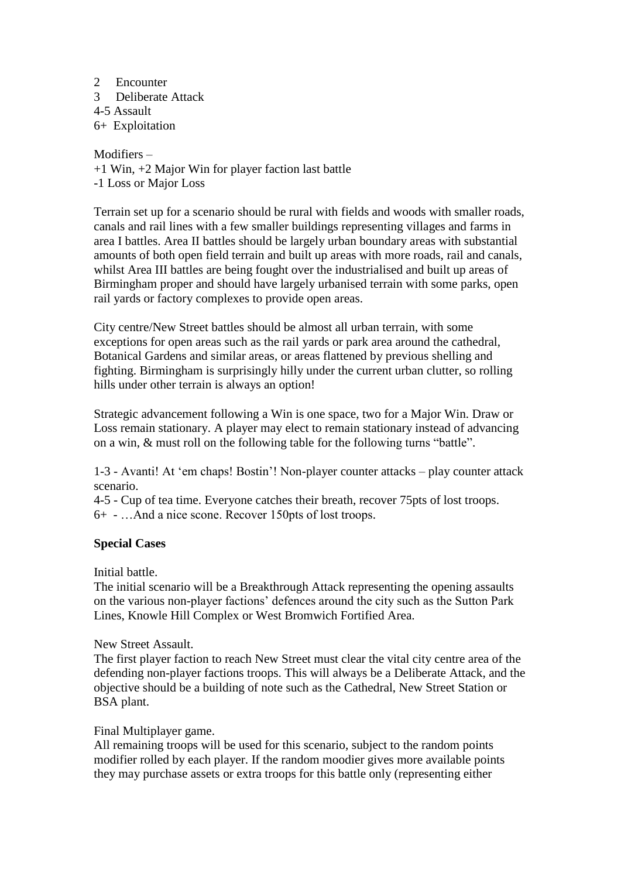2 Encounter
3 Deliberate Attack
4-5 Assault
6+ Exploitation

Modifiers –
+1 Win, +2 Major Win for player faction last battle
-1 Loss or Major Loss

Terrain set up for a scenario should be rural with fields and woods with smaller roads, canals and rail lines with a few smaller buildings representing villages and farms in area I battles. Area II battles should be largely urban boundary areas with substantial amounts of both open field terrain and built up areas with more roads, rail and canals, whilst Area III battles are being fought over the industrialised and built up areas of Birmingham proper and should have largely urbanised terrain with some parks, open rail yards or factory complexes to provide open areas.

City centre/New Street battles should be almost all urban terrain, with some exceptions for open areas such as the rail yards or park area around the cathedral, Botanical Gardens and similar areas, or areas flattened by previous shelling and fighting. Birmingham is surprisingly hilly under the current urban clutter, so rolling hills under other terrain is always an option!

Strategic advancement following a Win is one space, two for a Major Win. Draw or Loss remain stationary. A player may elect to remain stationary instead of advancing on a win, & must roll on the following table for the following turns "battle".

1-3 - Avanti! At 'em chaps! Bostin'! Non-player counter attacks – play counter attack scenario.
4-5 - Cup of tea time. Everyone catches their breath, recover 75pts of lost troops.
6+ - …And a nice scone. Recover 150pts of lost troops.

**Special Cases**

Initial battle.
The initial scenario will be a Breakthrough Attack representing the opening assaults on the various non-player factions' defences around the city such as the Sutton Park Lines, Knowle Hill Complex or West Bromwich Fortified Area.

New Street Assault.
The first player faction to reach New Street must clear the vital city centre area of the defending non-player factions troops. This will always be a Deliberate Attack, and the objective should be a building of note such as the Cathedral, New Street Station or BSA plant.

Final Multiplayer game.
All remaining troops will be used for this scenario, subject to the random points modifier rolled by each player. If the random moodier gives more available points they may purchase assets or extra troops for this battle only (representing either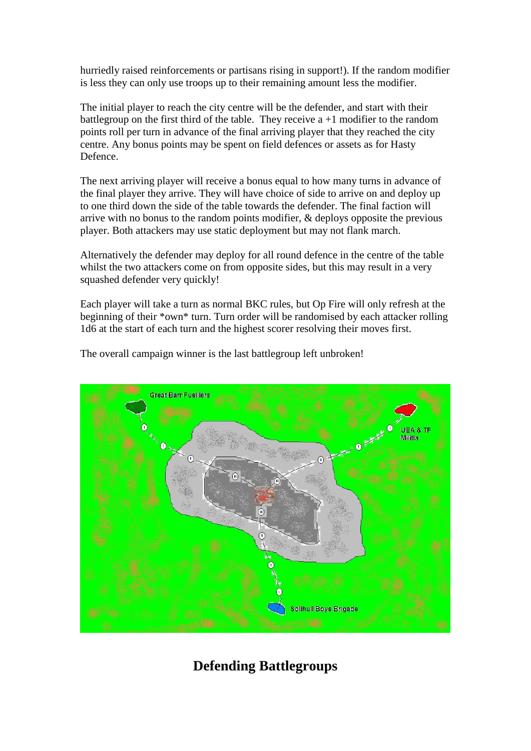hurriedly raised reinforcements or partisans rising in support!). If the random modifier is less they can only use troops up to their remaining amount less the modifier.

The initial player to reach the city centre will be the defender, and start with their battlegroup on the first third of the table. They receive a +1 modifier to the random points roll per turn in advance of the final arriving player that they reached the city centre. Any bonus points may be spent on field defences or assets as for Hasty Defence.

The next arriving player will receive a bonus equal to how many turns in advance of the final player they arrive. They will have choice of side to arrive on and deploy up to one third down the side of the table towards the defender. The final faction will arrive with no bonus to the random points modifier, & deploys opposite the previous player. Both attackers may use static deployment but may not flank march.

Alternatively the defender may deploy for all round defence in the centre of the table whilst the two attackers come on from opposite sides, but this may result in a very squashed defender very quickly!

Each player will take a turn as normal BKC rules, but Op Fire will only refresh at the beginning of their *own* turn. Turn order will be randomised by each attacker rolling 1d6 at the start of each turn and the highest scorer resolving their moves first.

The overall campaign winner is the last battlegroup left unbroken!

## Defending Battlegroups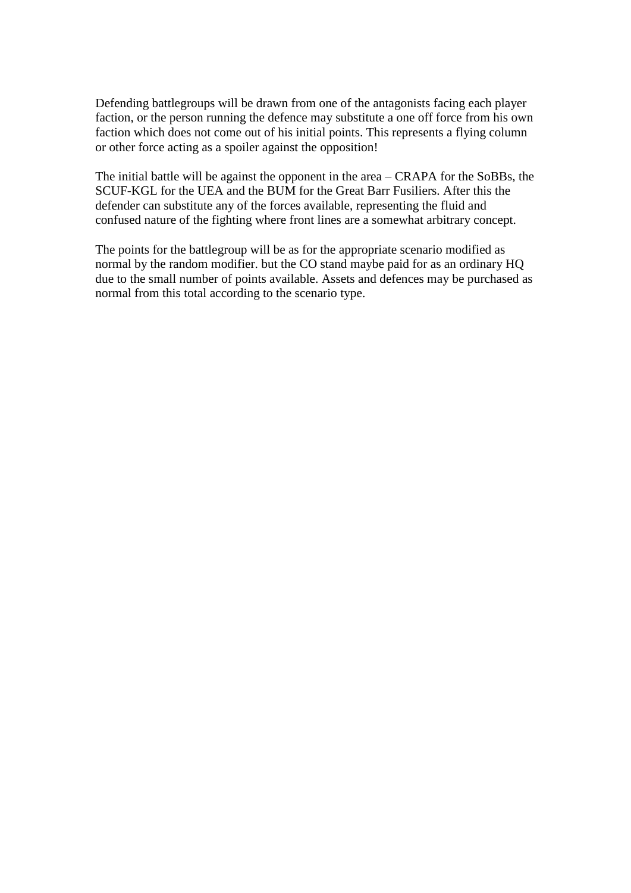Defending battlegroups will be drawn from one of the antagonists facing each player faction, or the person running the defence may substitute a one off force from his own faction which does not come out of his initial points. This represents a flying column or other force acting as a spoiler against the opposition!

The initial battle will be against the opponent in the area – CRAPA for the SoBBs, the SCUF-KGL for the UEA and the BUM for the Great Barr Fusiliers. After this the defender can substitute any of the forces available, representing the fluid and confused nature of the fighting where front lines are a somewhat arbitrary concept.

The points for the battlegroup will be as for the appropriate scenario modified as normal by the random modifier. but the CO stand maybe paid for as an ordinary HQ due to the small number of points available. Assets and defences may be purchased as normal from this total according to the scenario type.